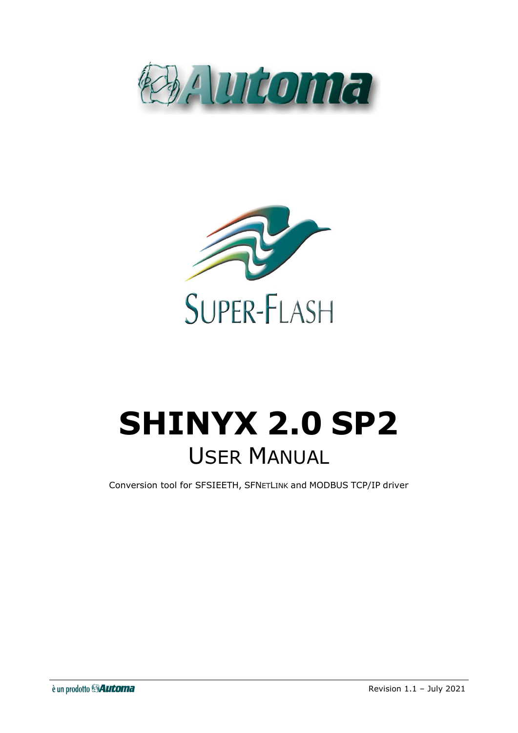# SHINYX 2.0 SP2

## USER MANUAL

Conversion tool for SFSIEETH, SFNETLINK and MODBUS TCP/IP driver

Revision 1.1 – July 2021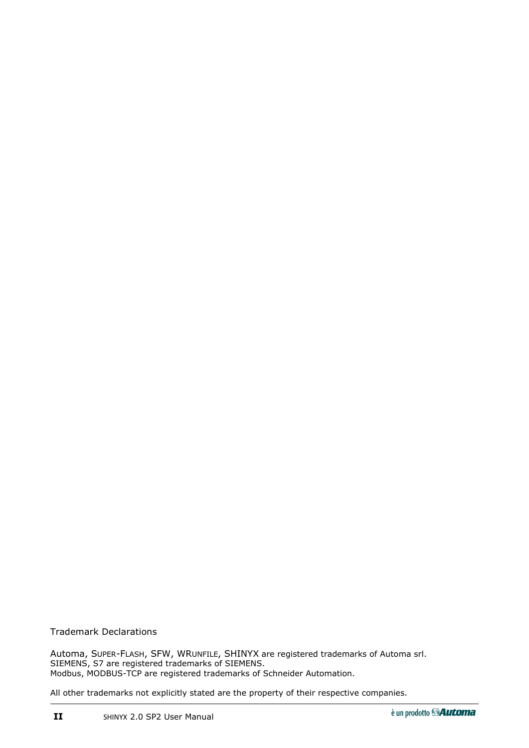Trademark Declarations

Automa, SUPER-FLASH, SFW, WRUNFILE, SHINYX are registered trademarks of Automa srl.
SIEMENS, S7 are registered trademarks of SIEMENS.
Modbus, MODBUS-TCP are registered trademarks of Schneider Automation.

All other trademarks not explicitly stated are the property of their respective companies.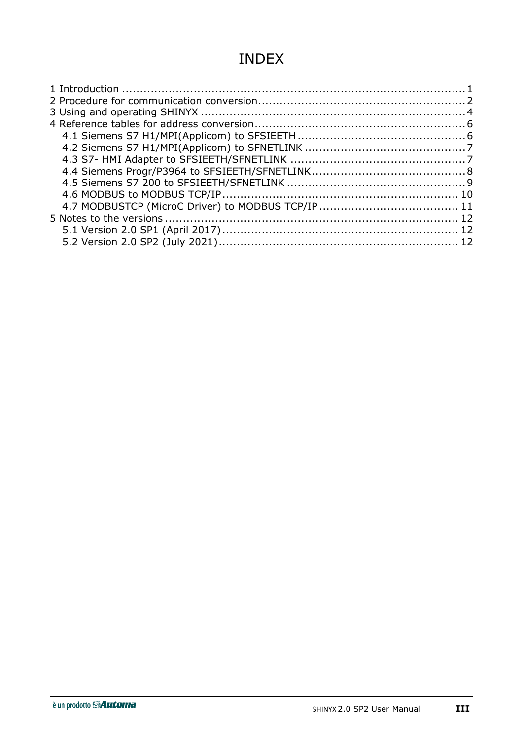# INDEX

1 Introduction ........................................................................................ 1
2 Procedure for communication conversion................................................... 2
3 Using and operating SHINYX ................................................................. 4
4 Reference tables for address conversion.................................................... 6
   4.1 Siemens S7 H1/MPI(Applicom) to SFSIEETH ........................................ 6
   4.2 Siemens S7 H1/MPI(Applicom) to SFNETLINK ...................................... 7
   4.3 S7- HMI Adapter to SFSIEETH/SFNETLINK .......................................... 7
   4.4 Siemens Progr/P3964 to SFSIEETH/SFNETLINK...................................... 8
   4.5 Siemens S7 200 to SFSIEETH/SFNETLINK ............................................ 9
   4.6 MODBUS to MODBUS TCP/IP.............................................................. 10
   4.7 MODBUSTCP (MicroC Driver) to MODBUS TCP/IP .................................. 11
5 Notes to the versions ............................................................................ 12
   5.1 Version 2.0 SP1 (April 2017) ............................................................ 12
   5.2 Version 2.0 SP2 (July 2021) .............................................................. 12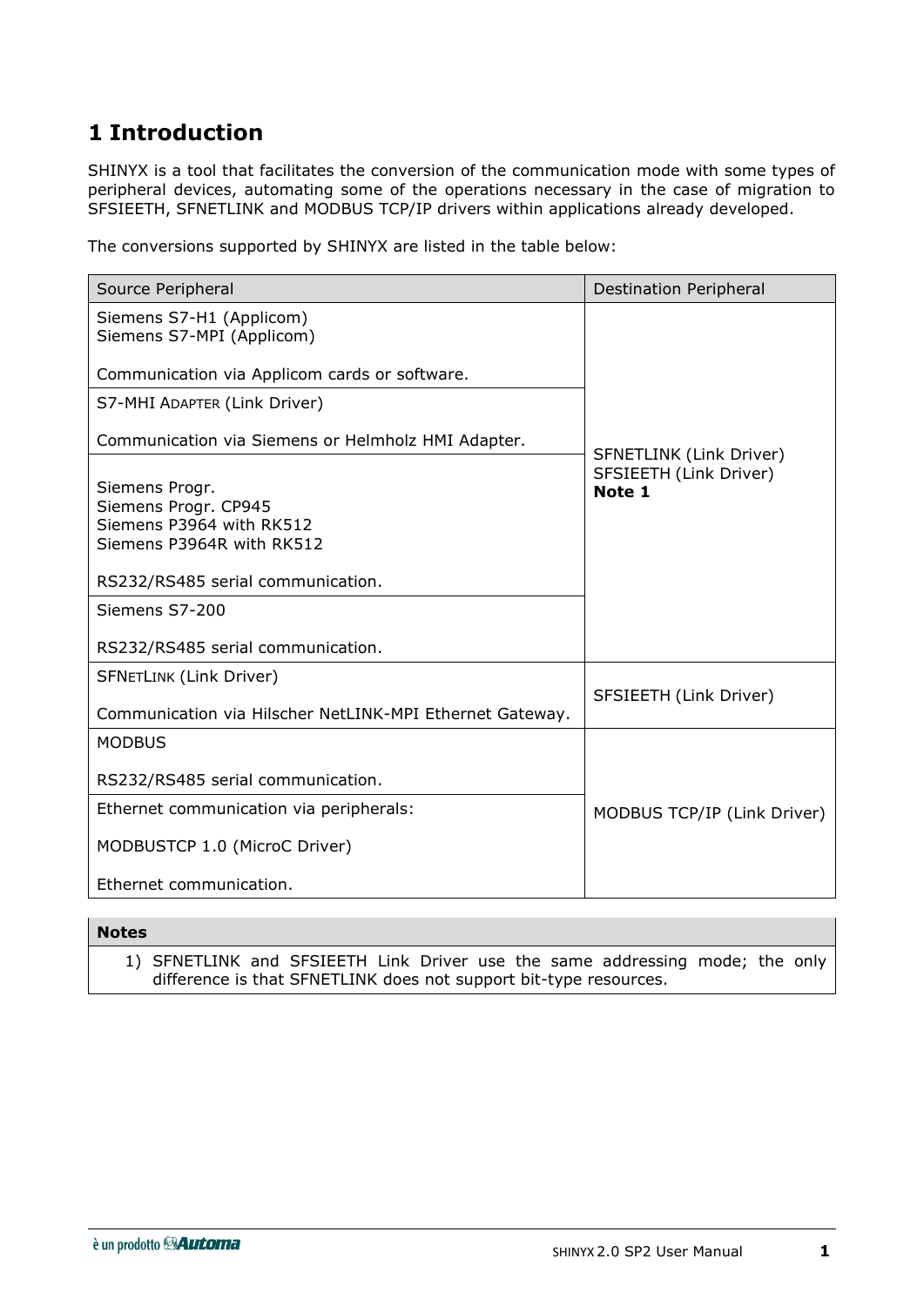# 1 Introduction

SHINYX is a tool that facilitates the conversion of the communication mode with some types of peripheral devices, automating some of the operations necessary in the case of migration to SFSIEETH, SFNETLINK and MODBUS TCP/IP drivers within applications already developed.

The conversions supported by SHINYX are listed in the table below:

| Source Peripheral | Destination Peripheral |
|---|---|
| Siemens S7-H1 (Applicom)<br>Siemens S7-MPI (Applicom)<br><br>Communication via Applicom cards or software. | SFNETLINK (Link Driver)<br>SFSIEETH (Link Driver)<br>**Note 1** |
| S7-MHI ADAPTER (Link Driver)<br><br>Communication via Siemens or Helmholz HMI Adapter. | |
| Siemens Progr.<br>Siemens Progr. CP945<br>Siemens P3964 with RK512<br>Siemens P3964R with RK512<br><br>RS232/RS485 serial communication. | |
| Siemens S7-200<br><br>RS232/RS485 serial communication. | |
| SFNETLINK (Link Driver)<br><br>Communication via Hilscher NetLINK-MPI Ethernet Gateway. | SFSIEETH (Link Driver) |
| MODBUS<br><br>RS232/RS485 serial communication. | MODBUS TCP/IP (Link Driver) |
| Ethernet communication via peripherals:<br><br>MODBUSTCP 1.0 (MicroC Driver)<br><br>Ethernet communication. | |

| Notes |
|---|
| 1) SFNETLINK and SFSIEETH Link Driver use the same addressing mode; the only difference is that SFNETLINK does not support bit-type resources. |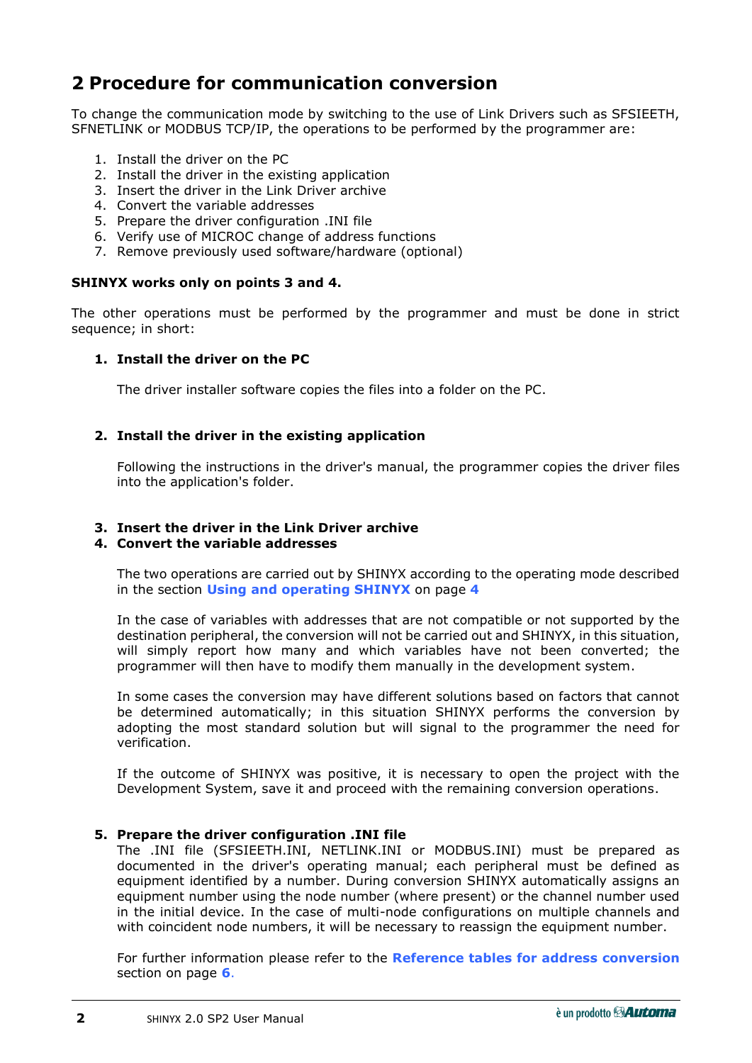# 2 Procedure for communication conversion

To change the communication mode by switching to the use of Link Drivers such as SFSIEETH, SFNETLINK or MODBUS TCP/IP, the operations to be performed by the programmer are:

1. Install the driver on the PC
2. Install the driver in the existing application
3. Insert the driver in the Link Driver archive
4. Convert the variable addresses
5. Prepare the driver configuration .INI file
6. Verify use of MICROC change of address functions
7. Remove previously used software/hardware (optional)

**SHINYX works only on points 3 and 4.**

The other operations must be performed by the programmer and must be done in strict sequence; in short:

1. **Install the driver on the PC**

   The driver installer software copies the files into a folder on the PC.

2. **Install the driver in the existing application**

   Following the instructions in the driver's manual, the programmer copies the driver files into the application's folder.

3. **Insert the driver in the Link Driver archive**
4. **Convert the variable addresses**

   The two operations are carried out by SHINYX according to the operating mode described in the section **Using and operating SHINYX** on page **4**

   In the case of variables with addresses that are not compatible or not supported by the destination peripheral, the conversion will not be carried out and SHINYX, in this situation, will simply report how many and which variables have not been converted; the programmer will then have to modify them manually in the development system.

   In some cases the conversion may have different solutions based on factors that cannot be determined automatically; in this situation SHINYX performs the conversion by adopting the most standard solution but will signal to the programmer the need for verification.

   If the outcome of SHINYX was positive, it is necessary to open the project with the Development System, save it and proceed with the remaining conversion operations.

5. **Prepare the driver configuration .INI file**

   The .INI file (SFSIEETH.INI, NETLINK.INI or MODBUS.INI) must be prepared as documented in the driver's operating manual; each peripheral must be defined as equipment identified by a number. During conversion SHINYX automatically assigns an equipment number using the node number (where present) or the channel number used in the initial device. In the case of multi-node configurations on multiple channels and with coincident node numbers, it will be necessary to reassign the equipment number.

   For further information please refer to the **Reference tables for address conversion** section on page **6**.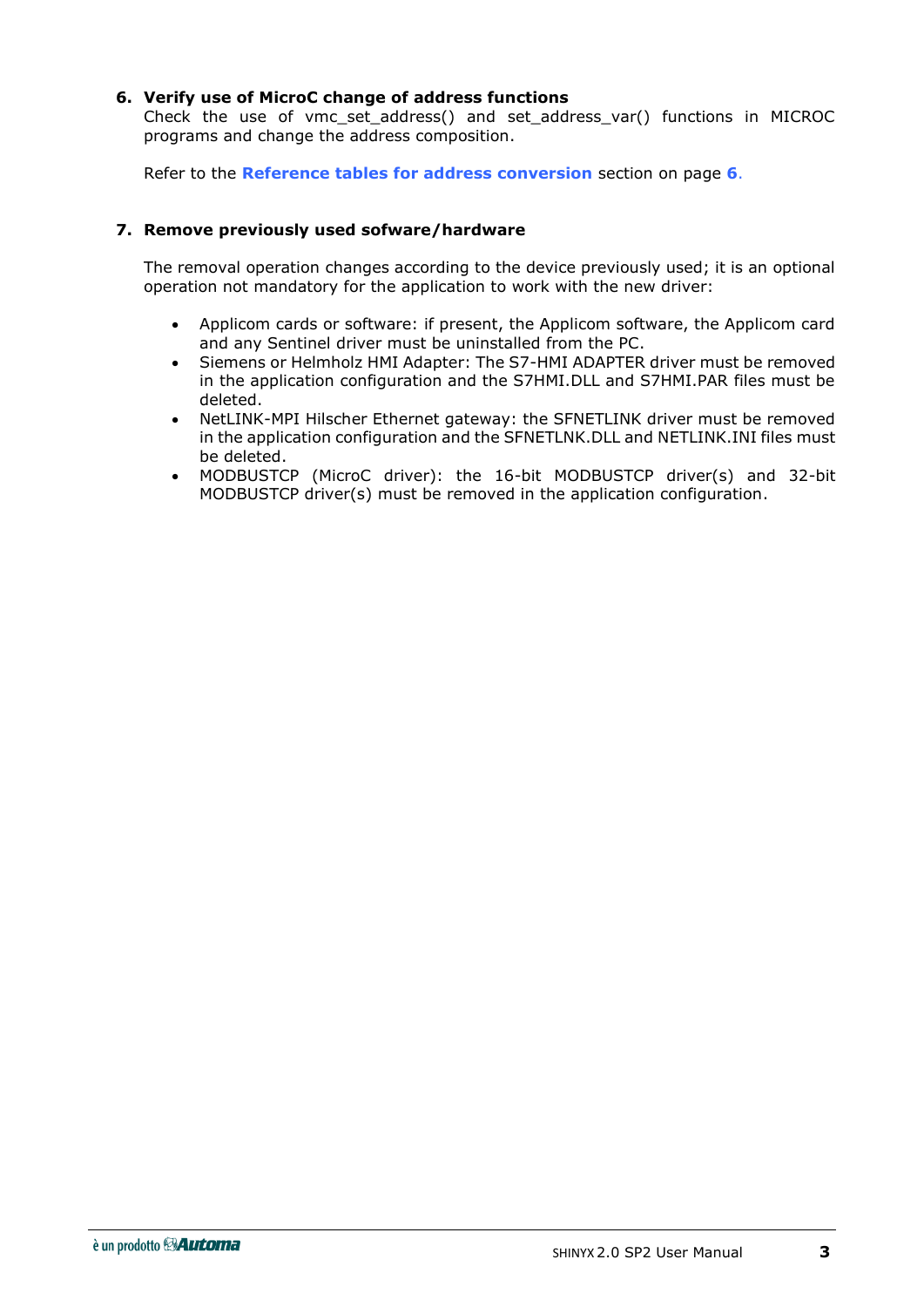6. **Verify use of MicroC change of address functions**
   Check the use of vmc_set_address() and set_address_var() functions in MICROC programs and change the address composition.

   Refer to the **Reference tables for address conversion** section on page **6**.

7. **Remove previously used sofware/hardware**

   The removal operation changes according to the device previously used; it is an optional operation not mandatory for the application to work with the new driver:

   - Applicom cards or software: if present, the Applicom software, the Applicom card and any Sentinel driver must be uninstalled from the PC.
   - Siemens or Helmholz HMI Adapter: The S7-HMI ADAPTER driver must be removed in the application configuration and the S7HMI.DLL and S7HMI.PAR files must be deleted.
   - NetLINK-MPI Hilscher Ethernet gateway: the SFNETLINK driver must be removed in the application configuration and the SFNETLNK.DLL and NETLINK.INI files must be deleted.
   - MODBUSTCP (MicroC driver): the 16-bit MODBUSTCP driver(s) and 32-bit MODBUSTCP driver(s) must be removed in the application configuration.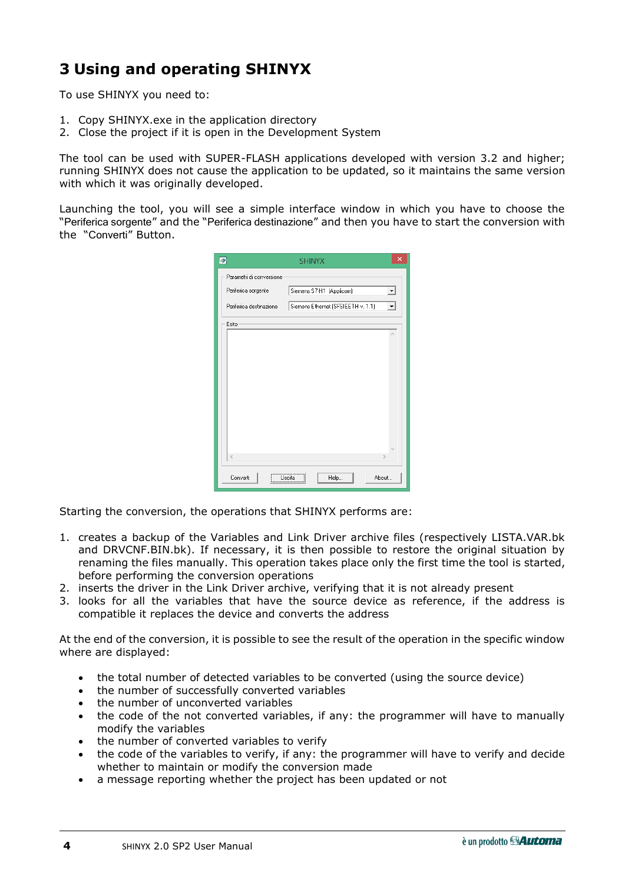# 3 Using and operating SHINYX

To use SHINYX you need to:

1. Copy SHINYX.exe in the application directory
2. Close the project if it is open in the Development System

The tool can be used with SUPER-FLASH applications developed with version 3.2 and higher; running SHINYX does not cause the application to be updated, so it maintains the same version with which it was originally developed.

Launching the tool, you will see a simple interface window in which you have to choose the "Periferica sorgente" and the "Periferica destinazione" and then you have to start the conversion with the "Converti" Button.

Starting the conversion, the operations that SHINYX performs are:

1. creates a backup of the Variables and Link Driver archive files (respectively LISTA.VAR.bk and DRVCNF.BIN.bk). If necessary, it is then possible to restore the original situation by renaming the files manually. This operation takes place only the first time the tool is started, before performing the conversion operations
2. inserts the driver in the Link Driver archive, verifying that it is not already present
3. looks for all the variables that have the source device as reference, if the address is compatible it replaces the device and converts the address

At the end of the conversion, it is possible to see the result of the operation in the specific window where are displayed:

- the total number of detected variables to be converted (using the source device)
- the number of successfully converted variables
- the number of unconverted variables
- the code of the not converted variables, if any: the programmer will have to manually modify the variables
- the number of converted variables to verify
- the code of the variables to verify, if any: the programmer will have to verify and decide whether to maintain or modify the conversion made
- a message reporting whether the project has been updated or not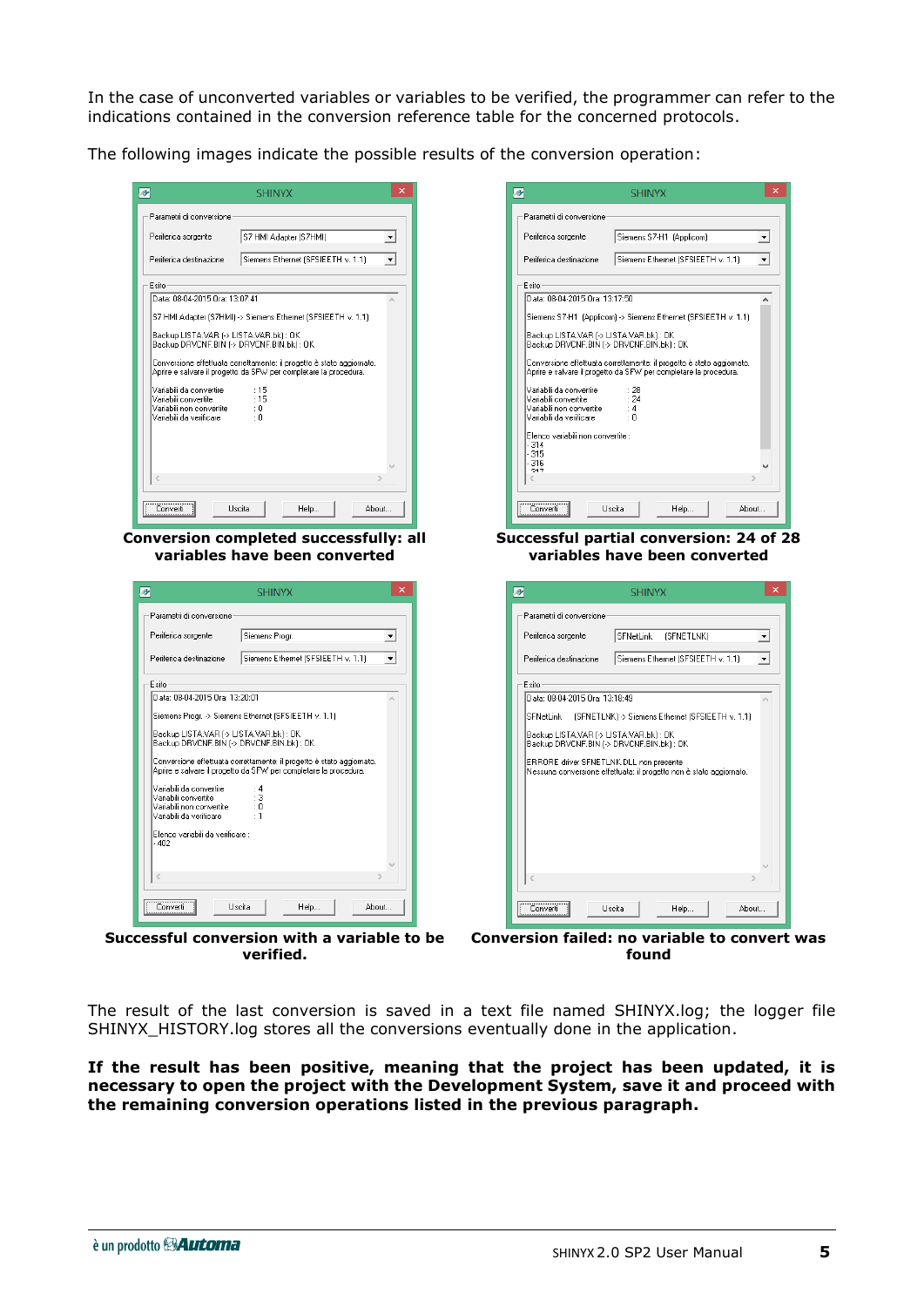In the case of unconverted variables or variables to be verified, the programmer can refer to the indications contained in the conversion reference table for the concerned protocols.

The following images indicate the possible results of the conversion operation:

**Conversion completed successfully: all variables have been converted**

**Successful partial conversion: 24 of 28 variables have been converted**

**Successful conversion with a variable to be verified.**

**Conversion failed: no variable to convert was found**

The result of the last conversion is saved in a text file named SHINYX.log; the logger file SHINYX_HISTORY.log stores all the conversions eventually done in the application.

**If the result has been positive, meaning that the project has been updated, it is necessary to open the project with the Development System, save it and proceed with the remaining conversion operations listed in the previous paragraph.**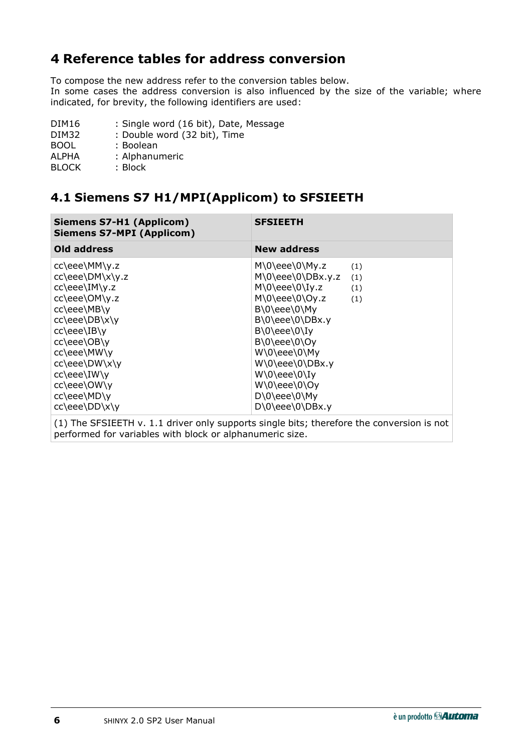# 4 Reference tables for address conversion

To compose the new address refer to the conversion tables below.
In some cases the address conversion is also influenced by the size of the variable; where indicated, for brevity, the following identifiers are used:

| | |
|---|---|
| DIM16 | : Single word (16 bit), Date, Message |
| DIM32 | : Double word (32 bit), Time |
| BOOL | : Boolean |
| ALPHA | : Alphanumeric |
| BLOCK | : Block |

## 4.1 Siemens S7 H1/MPI(Applicom) to SFSIEETH

| **Siemens S7-H1 (Applicom)<br>Siemens S7-MPI (Applicom)** | **SFSIEETH** |
|---|---|
| **Old address** | **New address** |
| cc\eee\MM\y.z | M\0\eee\0\My.z (1) |
| cc\eee\DM\x\y.z | M\0\eee\0\DBx.y.z (1) |
| cc\eee\IM\y.z | M\0\eee\0\Iy.z (1) |
| cc\eee\OM\y.z | M\0\eee\0\Oy.z (1) |
| cc\eee\MB\y | B\0\eee\0\My |
| cc\eee\DB\x\y | B\0\eee\0\DBx.y |
| cc\eee\IB\y | B\0\eee\0\Iy |
| cc\eee\OB\y | B\0\eee\0\Oy |
| cc\eee\MW\y | W\0\eee\0\My |
| cc\eee\DW\x\y | W\0\eee\0\DBx.y |
| cc\eee\IW\y | W\0\eee\0\Iy |
| cc\eee\OW\y | W\0\eee\0\Oy |
| cc\eee\MD\y | D\0\eee\0\My |
| cc\eee\DD\x\y | D\0\eee\0\DBx.y |

(1) The SFSIEETH v. 1.1 driver only supports single bits; therefore the conversion is not performed for variables with block or alphanumeric size.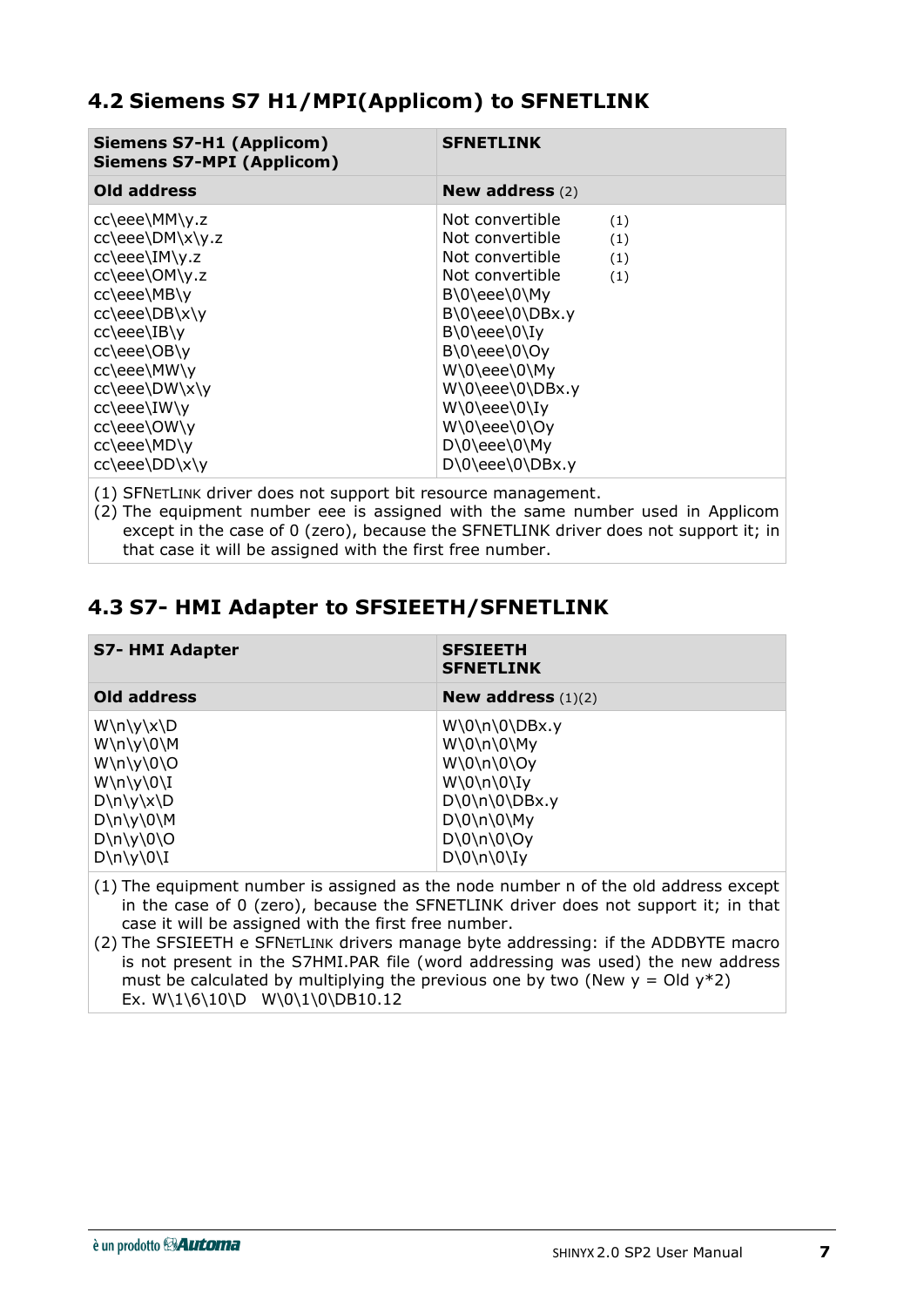## 4.2 Siemens S7 H1/MPI(Applicom) to SFNETLINK

| Siemens S7-H1 (Applicom)<br>Siemens S7-MPI (Applicom) | SFNETLINK |
|---|---|
| **Old address** | **New address** (2) |
| cc\eee\MM\y.z | Not convertible (1) |
| cc\eee\DM\x\y.z | Not convertible (1) |
| cc\eee\IM\y.z | Not convertible (1) |
| cc\eee\OM\y.z | Not convertible (1) |
| cc\eee\MB\y | B\0\eee\0\My |
| cc\eee\DB\x\y | B\0\eee\0\DBx.y |
| cc\eee\IB\y | B\0\eee\0\Iy |
| cc\eee\OB\y | B\0\eee\0\Oy |
| cc\eee\MW\y | W\0\eee\0\My |
| cc\eee\DW\x\y | W\0\eee\0\DBx.y |
| cc\eee\IW\y | W\0\eee\0\Iy |
| cc\eee\OW\y | W\0\eee\0\Oy |
| cc\eee\MD\y | D\0\eee\0\My |
| cc\eee\DD\x\y | D\0\eee\0\DBx.y |

(1) SFNETLINK driver does not support bit resource management.
(2) The equipment number eee is assigned with the same number used in Applicom except in the case of 0 (zero), because the SFNETLINK driver does not support it; in that case it will be assigned with the first free number.

## 4.3 S7- HMI Adapter to SFSIEETH/SFNETLINK

| S7- HMI Adapter | SFSIEETH<br>SFNETLINK |
|---|---|
| **Old address** | **New address** (1)(2) |
| W\n\y\x\D | W\0\n\0\DBx.y |
| W\n\y\0\M | W\0\n\0\My |
| W\n\y\0\O | W\0\n\0\Oy |
| W\n\y\0\I | W\0\n\0\Iy |
| D\n\y\x\D | D\0\n\0\DBx.y |
| D\n\y\0\M | D\0\n\0\My |
| D\n\y\0\O | D\0\n\0\Oy |
| D\n\y\0\I | D\0\n\0\Iy |

(1) The equipment number is assigned as the node number n of the old address except in the case of 0 (zero), because the SFNETLINK driver does not support it; in that case it will be assigned with the first free number.
(2) The SFSIEETH e SFNETLINK drivers manage byte addressing: if the ADDBYTE macro is not present in the S7HMI.PAR file (word addressing was used) the new address must be calculated by multiplying the previous one by two (New y = Old y*2)
Ex. W\1\6\10\D W\0\1\0\DB10.12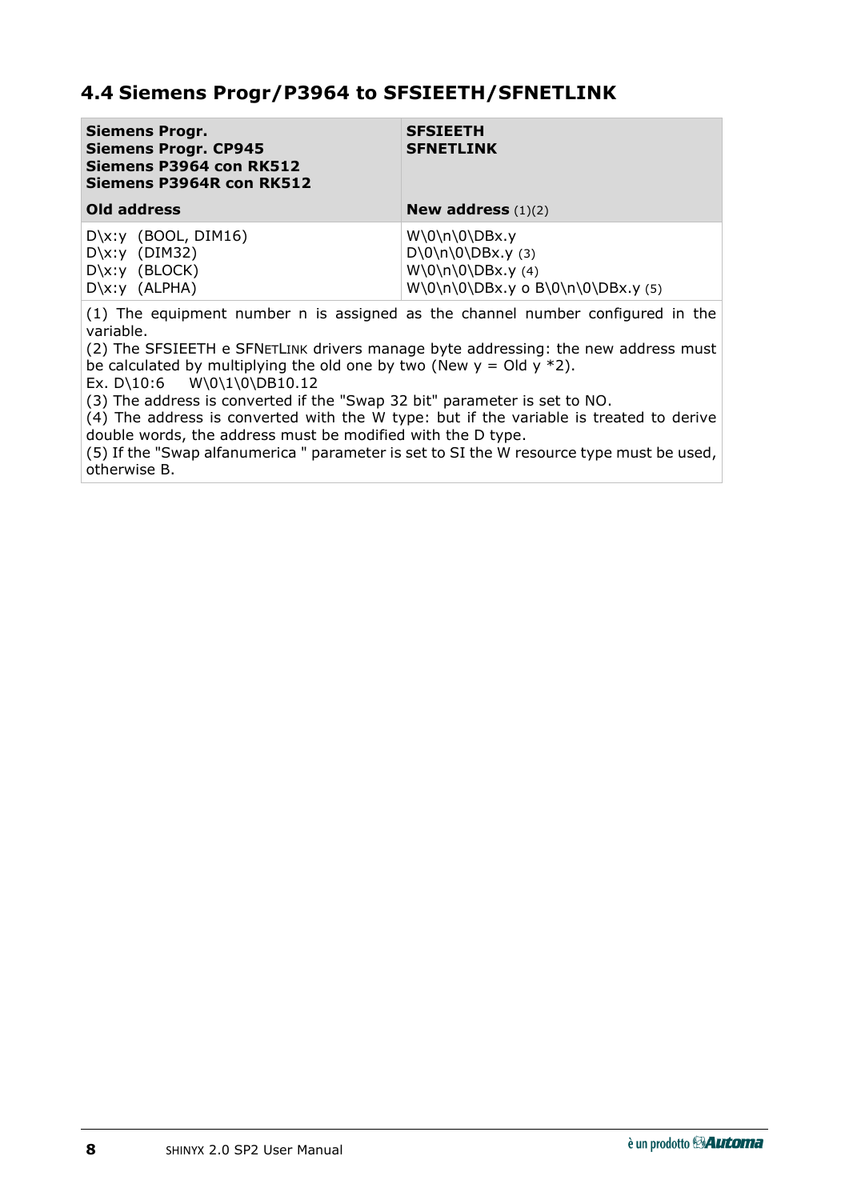## 4.4 Siemens Progr/P3964 to SFSIEETH/SFNETLINK

| **Siemens Progr.**<br>**Siemens Progr. CP945**<br>**Siemens P3964 con RK512**<br>**Siemens P3964R con RK512**<br><br>**Old address** | **SFSIEETH**<br>**SFNETLINK**<br><br><br><br>**New address** (1)(2) |
|---|---|
| D\x:y (BOOL, DIM16)<br>D\x:y (DIM32)<br>D\x:y (BLOCK)<br>D\x:y (ALPHA) | W\0\n\0\DBx.y<br>D\0\n\0\DBx.y (3)<br>W\0\n\0\DBx.y (4)<br>W\0\n\0\DBx.y o B\0\n\0\DBx.y (5) |

(1) The equipment number n is assigned as the channel number configured in the variable.
(2) The SFSIEETH e SFNETLINK drivers manage byte addressing: the new address must be calculated by multiplying the old one by two (New y = Old y *2).
Ex. D\10:6 W\0\1\0\DB10.12
(3) The address is converted if the "Swap 32 bit" parameter is set to NO.
(4) The address is converted with the W type: but if the variable is treated to derive double words, the address must be modified with the D type.
(5) If the "Swap alfanumerica " parameter is set to SI the W resource type must be used, otherwise B.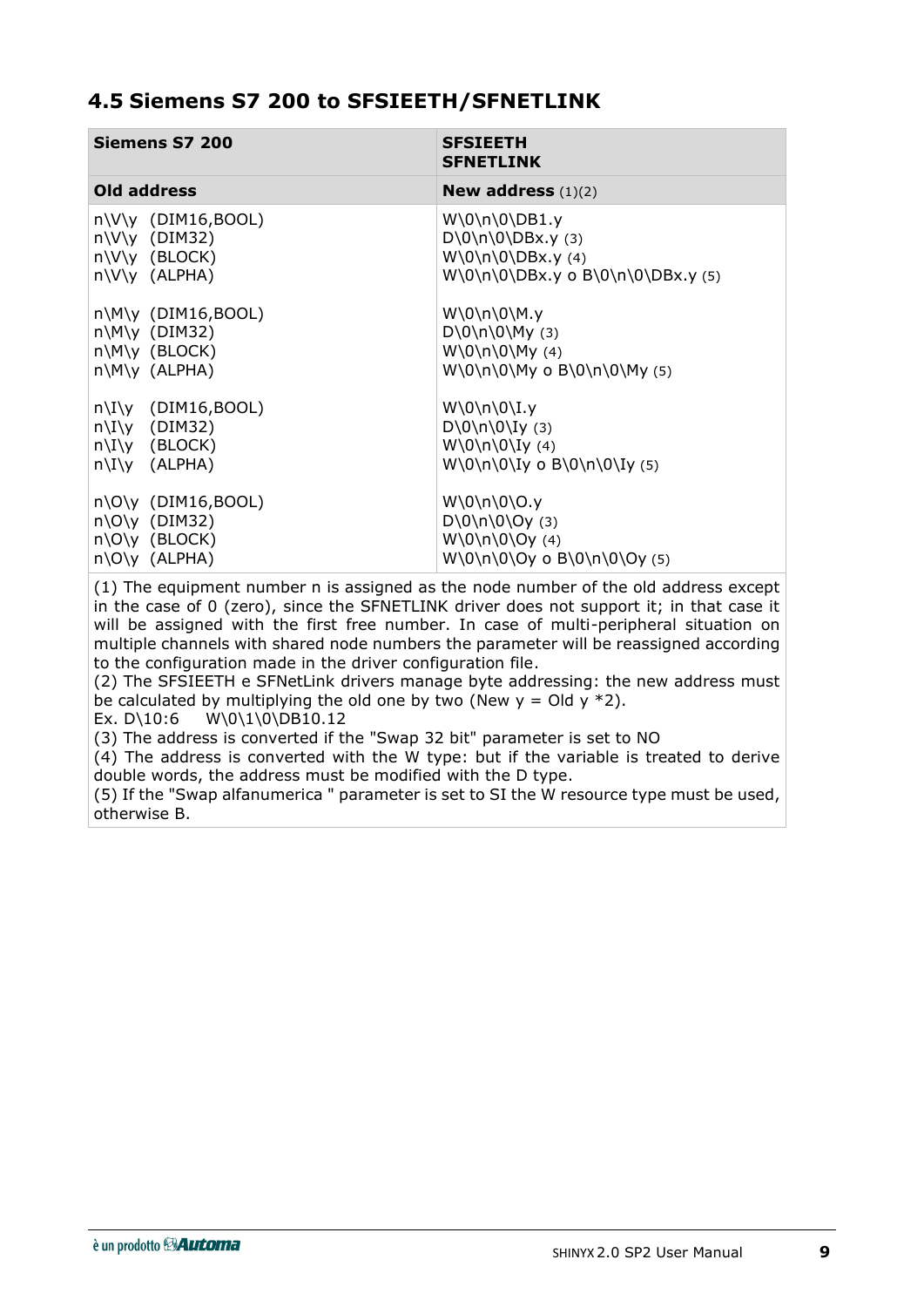## 4.5 Siemens S7 200 to SFSIEETH/SFNETLINK

| Siemens S7 200 | SFSIEETH SFNETLINK |
|---|---|
| **Old address** | **New address** (1)(2) |
| n\V\y (DIM16,BOOL)<br>n\V\y (DIM32)<br>n\V\y (BLOCK)<br>n\V\y (ALPHA) | W\0\n\0\DB1.y<br>D\0\n\0\DBx.y (3)<br>W\0\n\0\DBx.y (4)<br>W\0\n\0\DBx.y o B\0\n\0\DBx.y (5) |
| n\M\y (DIM16,BOOL)<br>n\M\y (DIM32)<br>n\M\y (BLOCK)<br>n\M\y (ALPHA) | W\0\n\0\M.y<br>D\0\n\0\My (3)<br>W\0\n\0\My (4)<br>W\0\n\0\My o B\0\n\0\My (5) |
| n\I\y (DIM16,BOOL)<br>n\I\y (DIM32)<br>n\I\y (BLOCK)<br>n\I\y (ALPHA) | W\0\n\0\I.y<br>D\0\n\0\Iy (3)<br>W\0\n\0\Iy (4)<br>W\0\n\0\Iy o B\0\n\0\Iy (5) |
| n\O\y (DIM16,BOOL)<br>n\O\y (DIM32)<br>n\O\y (BLOCK)<br>n\O\y (ALPHA) | W\0\n\0\O.y<br>D\0\n\0\Oy (3)<br>W\0\n\0\Oy (4)<br>W\0\n\0\Oy o B\0\n\0\Oy (5) |

(1) The equipment number n is assigned as the node number of the old address except in the case of 0 (zero), since the SFNETLINK driver does not support it; in that case it will be assigned with the first free number. In case of multi-peripheral situation on multiple channels with shared node numbers the parameter will be reassigned according to the configuration made in the driver configuration file.
(2) The SFSIEETH e SFNetLink drivers manage byte addressing: the new address must be calculated by multiplying the old one by two (New y = Old y *2).
Ex. D\10:6 W\0\1\0\DB10.12
(3) The address is converted if the "Swap 32 bit" parameter is set to NO
(4) The address is converted with the W type: but if the variable is treated to derive double words, the address must be modified with the D type.
(5) If the "Swap alfanumerica " parameter is set to SI the W resource type must be used, otherwise B.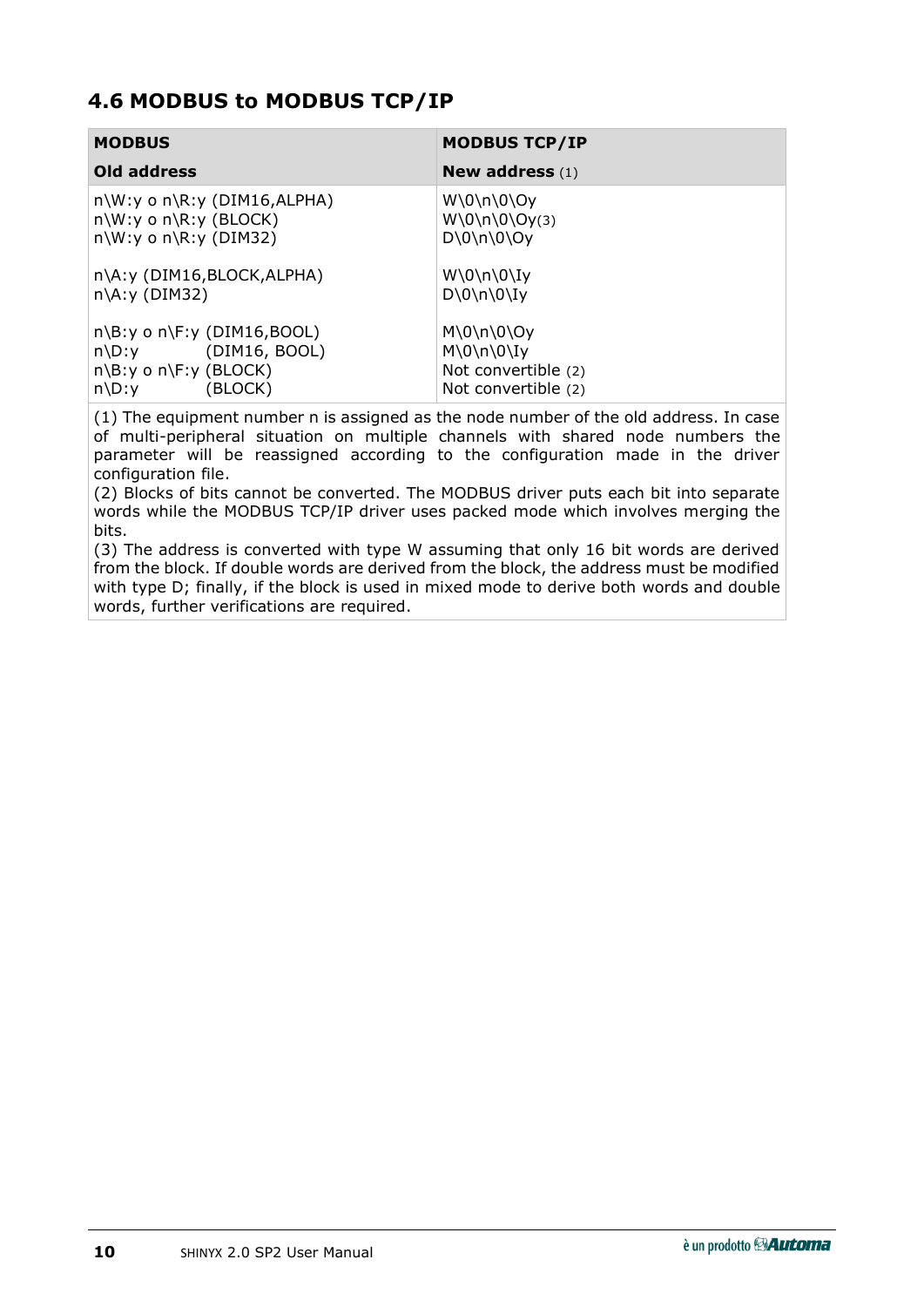## 4.6 MODBUS to MODBUS TCP/IP

| **MODBUS**<br>**Old address** | **MODBUS TCP/IP**<br>**New address** (1) |
|---|---|
| n\W:y o n\R:y (DIM16,ALPHA)<br>n\W:y o n\R:y (BLOCK)<br>n\W:y o n\R:y (DIM32) | W\0\n\0\Oy<br>W\0\n\0\Oy(3)<br>D\0\n\0\Oy |
| n\A:y (DIM16,BLOCK,ALPHA)<br>n\A:y (DIM32) | W\0\n\0\Iy<br>D\0\n\0\Iy |
| n\B:y o n\F:y (DIM16,BOOL)<br>n\D:y (DIM16, BOOL)<br>n\B:y o n\F:y (BLOCK)<br>n\D:y (BLOCK) | M\0\n\0\Oy<br>M\0\n\0\Iy<br>Not convertible (2)<br>Not convertible (2) |

(1) The equipment number n is assigned as the node number of the old address. In case of multi-peripheral situation on multiple channels with shared node numbers the parameter will be reassigned according to the configuration made in the driver configuration file.
(2) Blocks of bits cannot be converted. The MODBUS driver puts each bit into separate words while the MODBUS TCP/IP driver uses packed mode which involves merging the bits.
(3) The address is converted with type W assuming that only 16 bit words are derived from the block. If double words are derived from the block, the address must be modified with type D; finally, if the block is used in mixed mode to derive both words and double words, further verifications are required.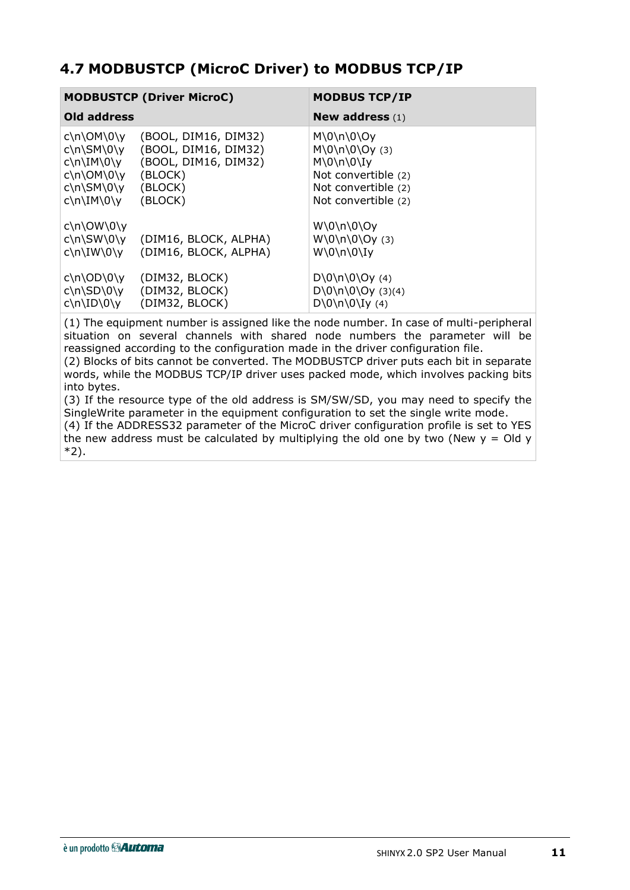## 4.7 MODBUSTCP (MicroC Driver) to MODBUS TCP/IP

| MODBUSTCP (Driver MicroC)<br>Old address | | MODBUS TCP/IP<br>New address (1) |
|---|---|---|
| c\n\OM\0\y | (BOOL, DIM16, DIM32) | M\0\n\0\Oy |
| c\n\SM\0\y | (BOOL, DIM16, DIM32) | M\0\n\0\Oy (3) |
| c\n\IM\0\y | (BOOL, DIM16, DIM32) | M\0\n\0\Iy |
| c\n\OM\0\y | (BLOCK) | Not convertible (2) |
| c\n\SM\0\y | (BLOCK) | Not convertible (2) |
| c\n\IM\0\y | (BLOCK) | Not convertible (2) |
| c\n\OW\0\y | | W\0\n\0\Oy |
| c\n\SW\0\y | (DIM16, BLOCK, ALPHA) | W\0\n\0\Oy (3) |
| c\n\IW\0\y | (DIM16, BLOCK, ALPHA) | W\0\n\0\Iy |
| c\n\OD\0\y | (DIM32, BLOCK) | D\0\n\0\Oy (4) |
| c\n\SD\0\y | (DIM32, BLOCK) | D\0\n\0\Oy (3)(4) |
| c\n\ID\0\y | (DIM32, BLOCK) | D\0\n\0\Iy (4) |

(1) The equipment number is assigned like the node number. In case of multi-peripheral situation on several channels with shared node numbers the parameter will be reassigned according to the configuration made in the driver configuration file.
(2) Blocks of bits cannot be converted. The MODBUSTCP driver puts each bit in separate words, while the MODBUS TCP/IP driver uses packed mode, which involves packing bits into bytes.
(3) If the resource type of the old address is SM/SW/SD, you may need to specify the SingleWrite parameter in the equipment configuration to set the single write mode.
(4) If the ADDRESS32 parameter of the MicroC driver configuration profile is set to YES the new address must be calculated by multiplying the old one by two (New y = Old y *2).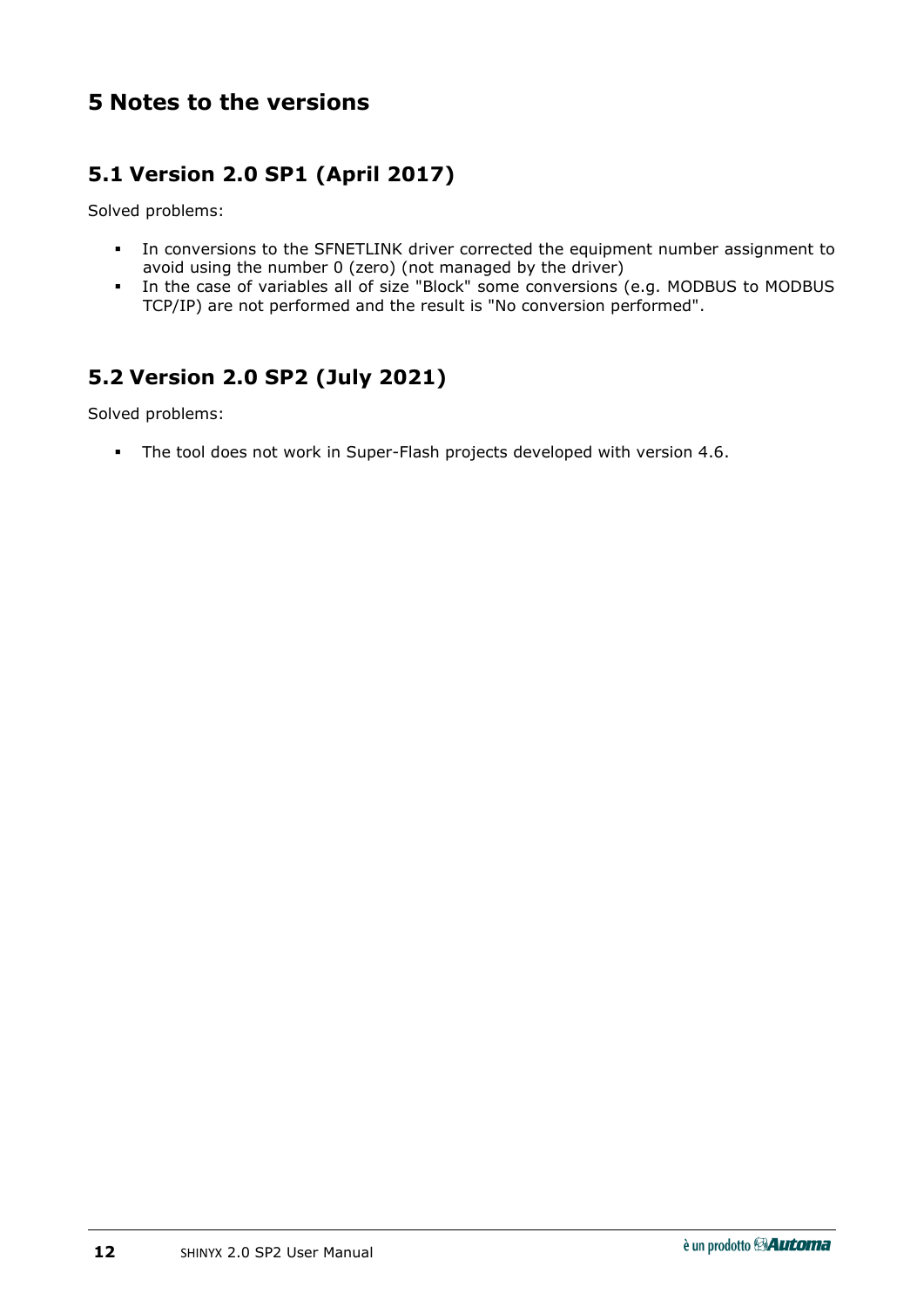# 5 Notes to the versions

## 5.1 Version 2.0 SP1 (April 2017)

Solved problems:

- In conversions to the SFNETLINK driver corrected the equipment number assignment to avoid using the number 0 (zero) (not managed by the driver)
- In the case of variables all of size "Block" some conversions (e.g. MODBUS to MODBUS TCP/IP) are not performed and the result is "No conversion performed".

## 5.2 Version 2.0 SP2 (July 2021)

Solved problems:

- The tool does not work in Super-Flash projects developed with version 4.6.